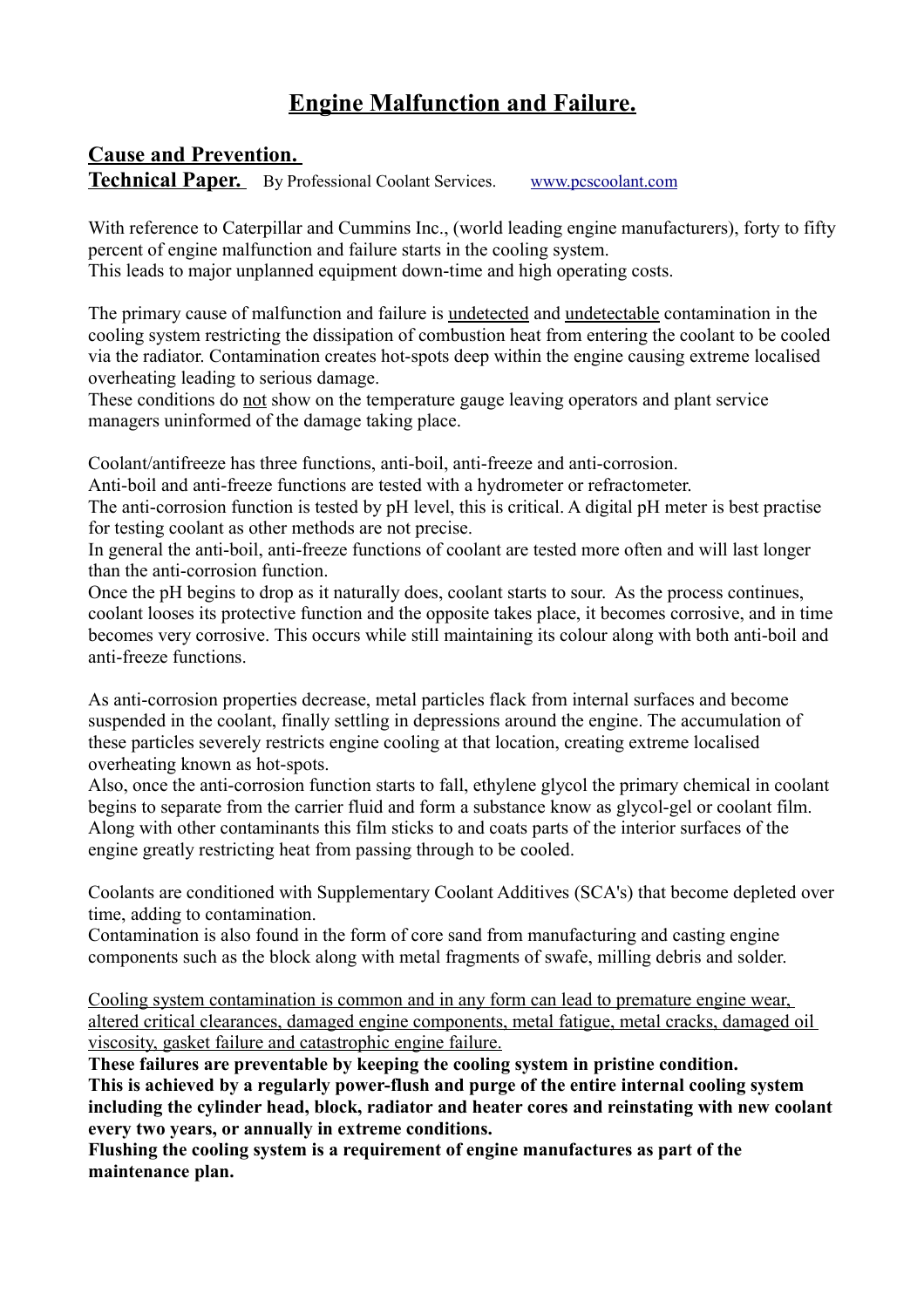# Engine Malfunction and Failure.

## Cause and Prevention.

**Technical Paper.** By Professional Coolant Services. www.pcscoolant.com

With reference to Caterpillar and Cummins Inc., (world leading engine manufacturers), forty to fifty percent of engine malfunction and failure starts in the cooling system.
This leads to major unplanned equipment down-time and high operating costs.

The primary cause of malfunction and failure is undetected and undetectable contamination in the cooling system restricting the dissipation of combustion heat from entering the coolant to be cooled via the radiator. Contamination creates hot-spots deep within the engine causing extreme localised overheating leading to serious damage.
These conditions do not show on the temperature gauge leaving operators and plant service managers uninformed of the damage taking place.

Coolant/antifreeze has three functions, anti-boil, anti-freeze and anti-corrosion.
Anti-boil and anti-freeze functions are tested with a hydrometer or refractometer.
The anti-corrosion function is tested by pH level, this is critical. A digital pH meter is best practise for testing coolant as other methods are not precise.
In general the anti-boil, anti-freeze functions of coolant are tested more often and will last longer than the anti-corrosion function.
Once the pH begins to drop as it naturally does, coolant starts to sour. As the process continues, coolant looses its protective function and the opposite takes place, it becomes corrosive, and in time becomes very corrosive. This occurs while still maintaining its colour along with both anti-boil and anti-freeze functions.

As anti-corrosion properties decrease, metal particles flack from internal surfaces and become suspended in the coolant, finally settling in depressions around the engine. The accumulation of these particles severely restricts engine cooling at that location, creating extreme localised overheating known as hot-spots.
Also, once the anti-corrosion function starts to fall, ethylene glycol the primary chemical in coolant begins to separate from the carrier fluid and form a substance know as glycol-gel or coolant film. Along with other contaminants this film sticks to and coats parts of the interior surfaces of the engine greatly restricting heat from passing through to be cooled.

Coolants are conditioned with Supplementary Coolant Additives (SCA's) that become depleted over time, adding to contamination.
Contamination is also found in the form of core sand from manufacturing and casting engine components such as the block along with metal fragments of swafe, milling debris and solder.

Cooling system contamination is common and in any form can lead to premature engine wear, altered critical clearances, damaged engine components, metal fatigue, metal cracks, damaged oil viscosity, gasket failure and catastrophic engine failure.

**These failures are preventable by keeping the cooling system in pristine condition.**
**This is achieved by a regularly power-flush and purge of the entire internal cooling system including the cylinder head, block, radiator and heater cores and reinstating with new coolant every two years, or annually in extreme conditions.**
**Flushing the cooling system is a requirement of engine manufactures as part of the maintenance plan.**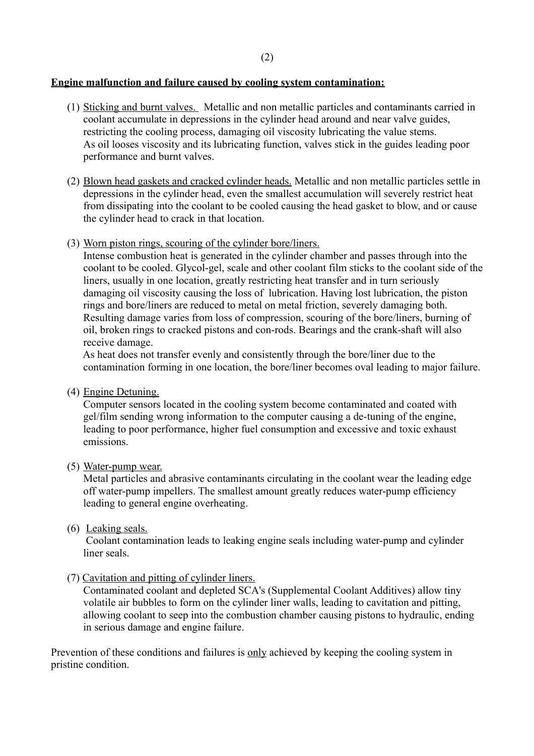**<u>Engine malfunction and failure caused by cooling system contamination:</u>**

(1) <u>Sticking and burnt valves.</u> Metallic and non metallic particles and contaminants carried in coolant accumulate in depressions in the cylinder head around and near valve guides, restricting the cooling process, damaging oil viscosity lubricating the value stems. As oil looses viscosity and its lubricating function, valves stick in the guides leading poor performance and burnt valves.

(2) <u>Blown head gaskets and cracked cylinder heads.</u> Metallic and non metallic particles settle in depressions in the cylinder head, even the smallest accumulation will severely restrict heat from dissipating into the coolant to be cooled causing the head gasket to blow, and or cause the cylinder head to crack in that location.

(3) <u>Worn piston rings, scouring of the cylinder bore/liners.</u>
Intense combustion heat is generated in the cylinder chamber and passes through into the coolant to be cooled. Glycol-gel, scale and other coolant film sticks to the coolant side of the liners, usually in one location, greatly restricting heat transfer and in turn seriously damaging oil viscosity causing the loss of lubrication. Having lost lubrication, the piston rings and bore/liners are reduced to metal on metal friction, severely damaging both. Resulting damage varies from loss of compression, scouring of the bore/liners, burning of oil, broken rings to cracked pistons and con-rods. Bearings and the crank-shaft will also receive damage.
As heat does not transfer evenly and consistently through the bore/liner due to the contamination forming in one location, the bore/liner becomes oval leading to major failure.

(4) <u>Engine Detuning.</u>
Computer sensors located in the cooling system become contaminated and coated with gel/film sending wrong information to the computer causing a de-tuning of the engine, leading to poor performance, higher fuel consumption and excessive and toxic exhaust emissions.

(5) <u>Water-pump wear.</u>
Metal particles and abrasive contaminants circulating in the coolant wear the leading edge off water-pump impellers. The smallest amount greatly reduces water-pump efficiency leading to general engine overheating.

(6) <u>Leaking seals.</u>
Coolant contamination leads to leaking engine seals including water-pump and cylinder liner seals.

(7) <u>Cavitation and pitting of cylinder liners.</u>
Contaminated coolant and depleted SCA's (Supplemental Coolant Additives) allow tiny volatile air bubbles to form on the cylinder liner walls, leading to cavitation and pitting, allowing coolant to seep into the combustion chamber causing pistons to hydraulic, ending in serious damage and engine failure.

Prevention of these conditions and failures is <u>only</u> achieved by keeping the cooling system in pristine condition.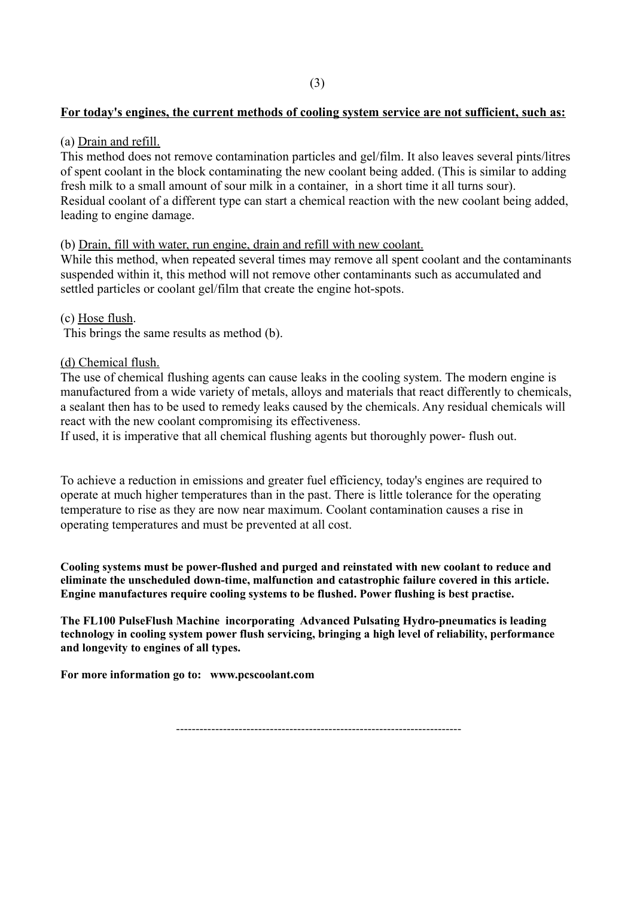**For today's engines, the current methods of cooling system service are not sufficient, such as:**

(a) Drain and refill.
This method does not remove contamination particles and gel/film. It also leaves several pints/litres of spent coolant in the block contaminating the new coolant being added. (This is similar to adding fresh milk to a small amount of sour milk in a container, in a short time it all turns sour).
Residual coolant of a different type can start a chemical reaction with the new coolant being added, leading to engine damage.

(b) Drain, fill with water, run engine, drain and refill with new coolant.
While this method, when repeated several times may remove all spent coolant and the contaminants suspended within it, this method will not remove other contaminants such as accumulated and settled particles or coolant gel/film that create the engine hot-spots.

(c) Hose flush.
This brings the same results as method (b).

(d) Chemical flush.
The use of chemical flushing agents can cause leaks in the cooling system. The modern engine is manufactured from a wide variety of metals, alloys and materials that react differently to chemicals, a sealant then has to be used to remedy leaks caused by the chemicals. Any residual chemicals will react with the new coolant compromising its effectiveness.
If used, it is imperative that all chemical flushing agents but thoroughly power- flush out.

To achieve a reduction in emissions and greater fuel efficiency, today's engines are required to operate at much higher temperatures than in the past. There is little tolerance for the operating temperature to rise as they are now near maximum. Coolant contamination causes a rise in operating temperatures and must be prevented at all cost.

**Cooling systems must be power-flushed and purged and reinstated with new coolant to reduce and eliminate the unscheduled down-time, malfunction and catastrophic failure covered in this article. Engine manufactures require cooling systems to be flushed. Power flushing is best practise.**

**The FL100 PulseFlush Machine incorporating Advanced Pulsating Hydro-pneumatics is leading technology in cooling system power flush servicing, bringing a high level of reliability, performance and longevity to engines of all types.**

**For more information go to: www.pcscoolant.com**

---